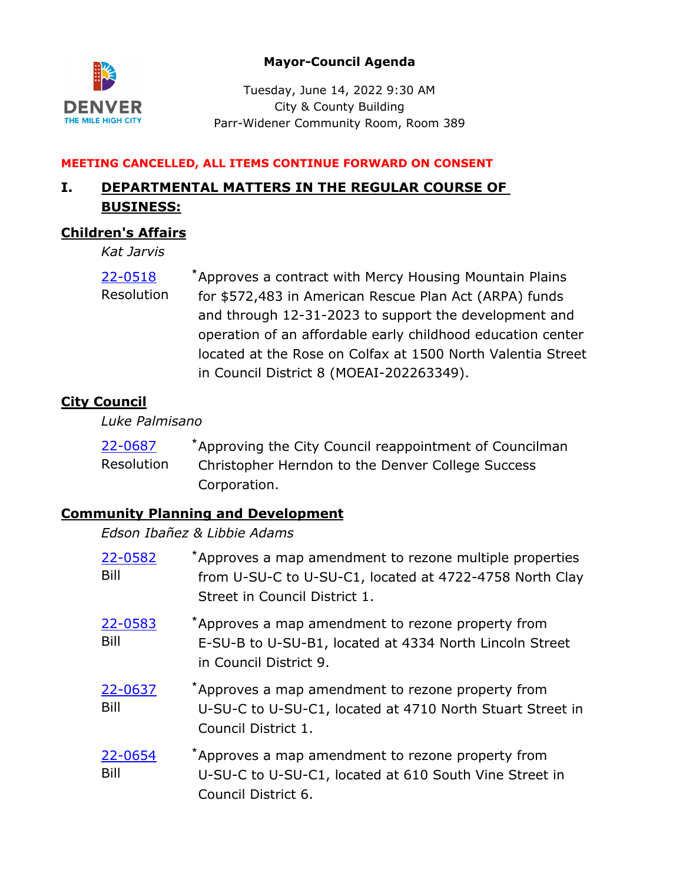DENVER
THE MILE HIGH CITY

# Mayor-Council Agenda

Tuesday, June 14, 2022 9:30 AM
City & County Building
Parr-Widener Community Room, Room 389

**MEETING CANCELLED, ALL ITEMS CONTINUE FORWARD ON CONSENT**

## I. DEPARTMENTAL MATTERS IN THE REGULAR COURSE OF BUSINESS:

### Children's Affairs

*Kat Jarvis*

[22-0518](22-0518) Resolution
*Approves a contract with Mercy Housing Mountain Plains for $572,483 in American Rescue Plan Act (ARPA) funds and through 12-31-2023 to support the development and operation of an affordable early childhood education center located at the Rose on Colfax at 1500 North Valentia Street in Council District 8 (MOEAI-202263349).

### City Council

*Luke Palmisano*

[22-0687](22-0687) Resolution
*Approving the City Council reappointment of Councilman Christopher Herndon to the Denver College Success Corporation.

### Community Planning and Development

*Edson Ibañez & Libbie Adams*

[22-0582](22-0582) Bill
*Approves a map amendment to rezone multiple properties from U-SU-C to U-SU-C1, located at 4722-4758 North Clay Street in Council District 1.

[22-0583](22-0583) Bill
*Approves a map amendment to rezone property from E-SU-B to U-SU-B1, located at 4334 North Lincoln Street in Council District 9.

[22-0637](22-0637) Bill
*Approves a map amendment to rezone property from U-SU-C to U-SU-C1, located at 4710 North Stuart Street in Council District 1.

[22-0654](22-0654) Bill
*Approves a map amendment to rezone property from U-SU-C to U-SU-C1, located at 610 South Vine Street in Council District 6.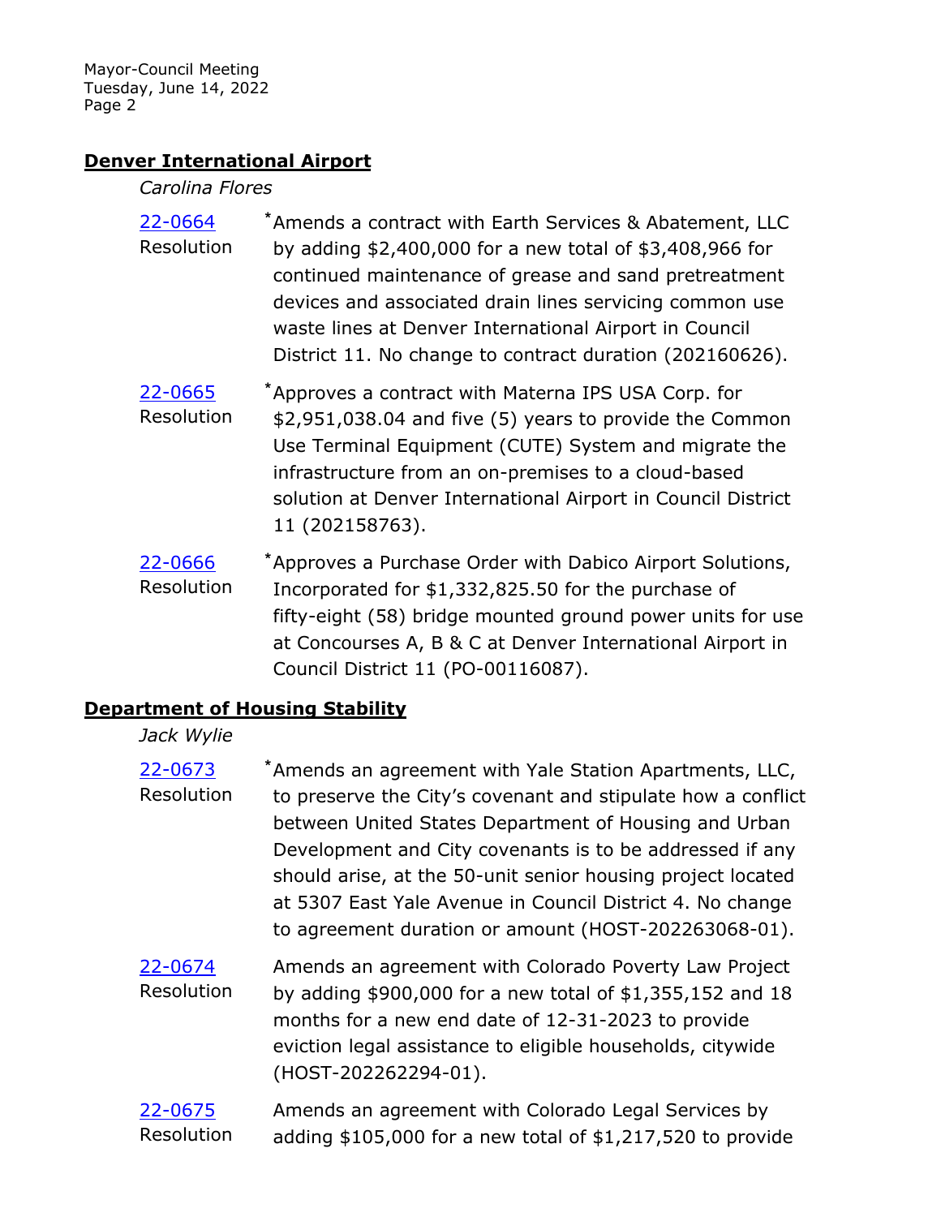## Denver International Airport

*Carolina Flores*

22-0664 Resolution — *Amends a contract with Earth Services & Abatement, LLC by adding $2,400,000 for a new total of $3,408,966 for continued maintenance of grease and sand pretreatment devices and associated drain lines servicing common use waste lines at Denver International Airport in Council District 11. No change to contract duration (202160626).

22-0665 Resolution — *Approves a contract with Materna IPS USA Corp. for $2,951,038.04 and five (5) years to provide the Common Use Terminal Equipment (CUTE) System and migrate the infrastructure from an on-premises to a cloud-based solution at Denver International Airport in Council District 11 (202158763).

22-0666 Resolution — *Approves a Purchase Order with Dabico Airport Solutions, Incorporated for $1,332,825.50 for the purchase of fifty-eight (58) bridge mounted ground power units for use at Concourses A, B & C at Denver International Airport in Council District 11 (PO-00116087).

## Department of Housing Stability

*Jack Wylie*

22-0673 Resolution — *Amends an agreement with Yale Station Apartments, LLC, to preserve the City's covenant and stipulate how a conflict between United States Department of Housing and Urban Development and City covenants is to be addressed if any should arise, at the 50-unit senior housing project located at 5307 East Yale Avenue in Council District 4. No change to agreement duration or amount (HOST-202263068-01).

22-0674 Resolution — Amends an agreement with Colorado Poverty Law Project by adding $900,000 for a new total of $1,355,152 and 18 months for a new end date of 12-31-2023 to provide eviction legal assistance to eligible households, citywide (HOST-202262294-01).

22-0675 Resolution — Amends an agreement with Colorado Legal Services by adding $105,000 for a new total of $1,217,520 to provide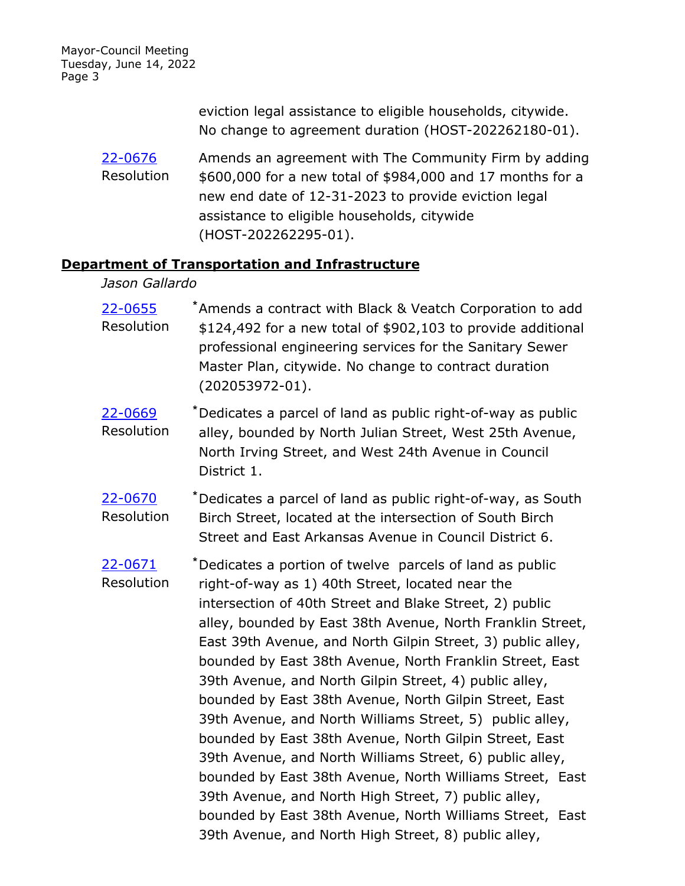eviction legal assistance to eligible households, citywide. No change to agreement duration (HOST-202262180-01).

[22-0676](#) Resolution — Amends an agreement with The Community Firm by adding $600,000 for a new total of $984,000 and 17 months for a new end date of 12-31-2023 to provide eviction legal assistance to eligible households, citywide (HOST-202262295-01).

**Department of Transportation and Infrastructure**

*Jason Gallardo*

[22-0655](#) Resolution — *Amends a contract with Black & Veatch Corporation to add $124,492 for a new total of $902,103 to provide additional professional engineering services for the Sanitary Sewer Master Plan, citywide. No change to contract duration (202053972-01).

[22-0669](#) Resolution — *Dedicates a parcel of land as public right-of-way as public alley, bounded by North Julian Street, West 25th Avenue, North Irving Street, and West 24th Avenue in Council District 1.

[22-0670](#) Resolution — *Dedicates a parcel of land as public right-of-way, as South Birch Street, located at the intersection of South Birch Street and East Arkansas Avenue in Council District 6.

[22-0671](#) Resolution — *Dedicates a portion of twelve parcels of land as public right-of-way as 1) 40th Street, located near the intersection of 40th Street and Blake Street, 2) public alley, bounded by East 38th Avenue, North Franklin Street, East 39th Avenue, and North Gilpin Street, 3) public alley, bounded by East 38th Avenue, North Franklin Street, East 39th Avenue, and North Gilpin Street, 4) public alley, bounded by East 38th Avenue, North Gilpin Street, East 39th Avenue, and North Williams Street, 5) public alley, bounded by East 38th Avenue, North Gilpin Street, East 39th Avenue, and North Williams Street, 6) public alley, bounded by East 38th Avenue, North Williams Street, East 39th Avenue, and North High Street, 7) public alley, bounded by East 38th Avenue, North Williams Street, East 39th Avenue, and North High Street, 8) public alley,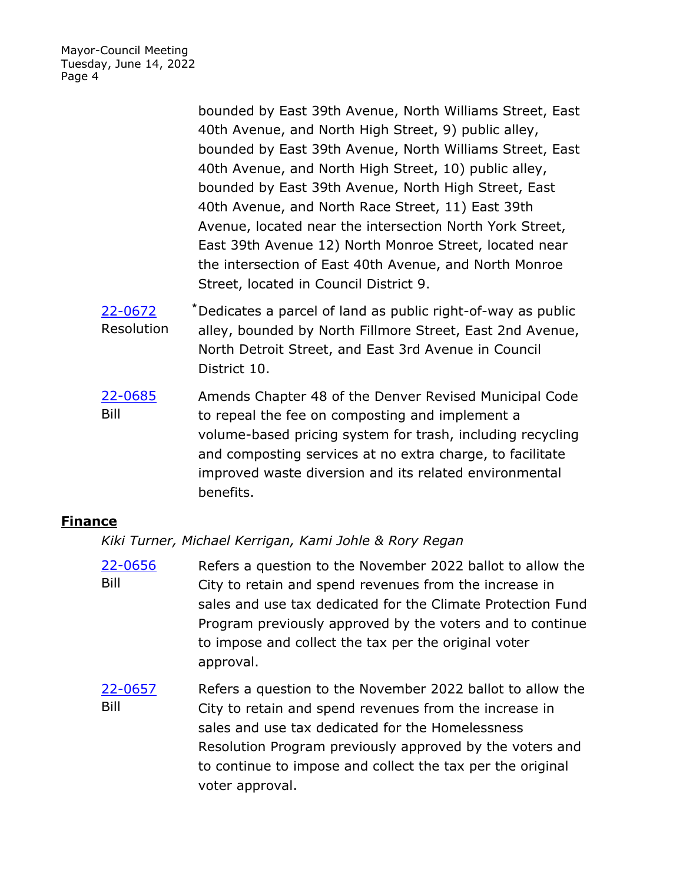bounded by East 39th Avenue, North Williams Street, East 40th Avenue, and North High Street, 9) public alley, bounded by East 39th Avenue, North Williams Street, East 40th Avenue, and North High Street, 10) public alley, bounded by East 39th Avenue, North High Street, East 40th Avenue, and North Race Street, 11) East 39th Avenue, located near the intersection North York Street, East 39th Avenue 12) North Monroe Street, located near the intersection of East 40th Avenue, and North Monroe Street, located in Council District 9.

[22-0672](22-0672) Resolution
*Dedicates a parcel of land as public right-of-way as public alley, bounded by North Fillmore Street, East 2nd Avenue, North Detroit Street, and East 3rd Avenue in Council District 10.

[22-0685](22-0685) Bill
Amends Chapter 48 of the Denver Revised Municipal Code to repeal the fee on composting and implement a volume-based pricing system for trash, including recycling and composting services at no extra charge, to facilitate improved waste diversion and its related environmental benefits.

## **Finance**

*Kiki Turner, Michael Kerrigan, Kami Johle & Rory Regan*

[22-0656](22-0656) Bill
Refers a question to the November 2022 ballot to allow the City to retain and spend revenues from the increase in sales and use tax dedicated for the Climate Protection Fund Program previously approved by the voters and to continue to impose and collect the tax per the original voter approval.

[22-0657](22-0657) Bill
Refers a question to the November 2022 ballot to allow the City to retain and spend revenues from the increase in sales and use tax dedicated for the Homelessness Resolution Program previously approved by the voters and to continue to impose and collect the tax per the original voter approval.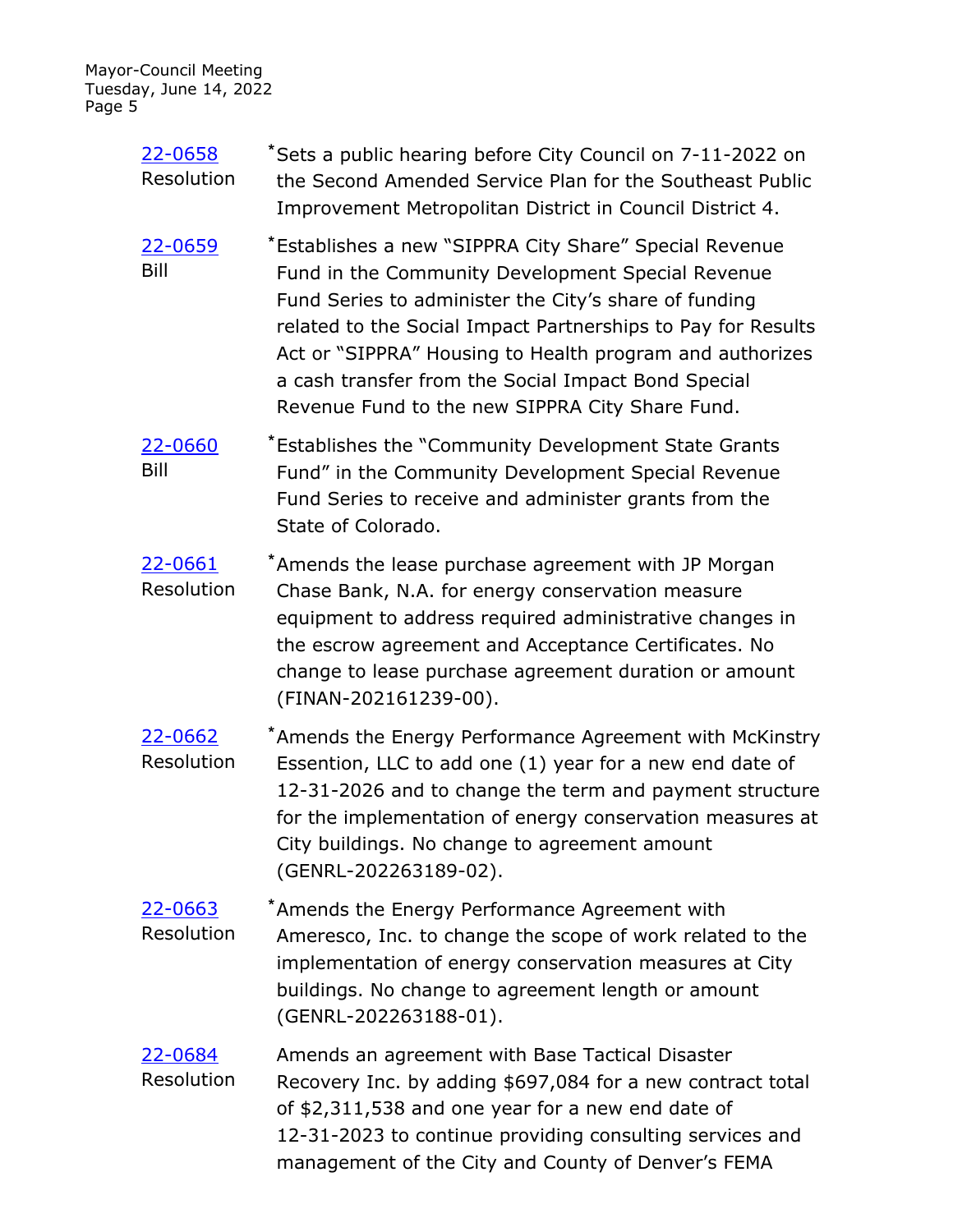22-0658 Resolution
*Sets a public hearing before City Council on 7-11-2022 on the Second Amended Service Plan for the Southeast Public Improvement Metropolitan District in Council District 4.

22-0659 Bill
*Establishes a new "SIPPRA City Share" Special Revenue Fund in the Community Development Special Revenue Fund Series to administer the City's share of funding related to the Social Impact Partnerships to Pay for Results Act or "SIPPRA" Housing to Health program and authorizes a cash transfer from the Social Impact Bond Special Revenue Fund to the new SIPPRA City Share Fund.

22-0660 Bill
*Establishes the "Community Development State Grants Fund" in the Community Development Special Revenue Fund Series to receive and administer grants from the State of Colorado.

22-0661 Resolution
*Amends the lease purchase agreement with JP Morgan Chase Bank, N.A. for energy conservation measure equipment to address required administrative changes in the escrow agreement and Acceptance Certificates. No change to lease purchase agreement duration or amount (FINAN-202161239-00).

22-0662 Resolution
*Amends the Energy Performance Agreement with McKinstry Essention, LLC to add one (1) year for a new end date of 12-31-2026 and to change the term and payment structure for the implementation of energy conservation measures at City buildings. No change to agreement amount (GENRL-202263189-02).

22-0663 Resolution
*Amends the Energy Performance Agreement with Ameresco, Inc. to change the scope of work related to the implementation of energy conservation measures at City buildings. No change to agreement length or amount (GENRL-202263188-01).

22-0684 Resolution
Amends an agreement with Base Tactical Disaster Recovery Inc. by adding $697,084 for a new contract total of $2,311,538 and one year for a new end date of 12-31-2023 to continue providing consulting services and management of the City and County of Denver's FEMA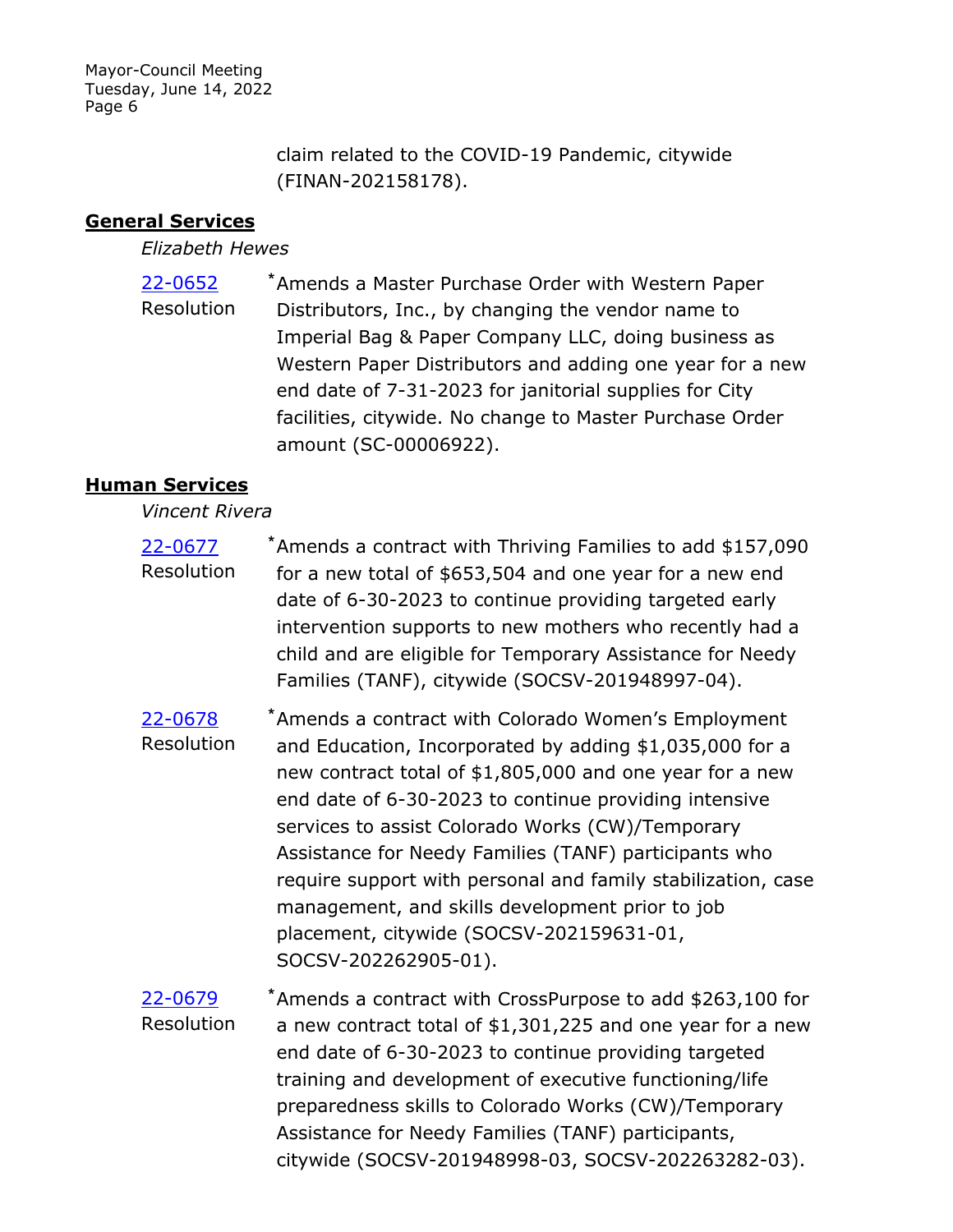claim related to the COVID-19 Pandemic, citywide (FINAN-202158178).

## General Services

*Elizabeth Hewes*

[22-0652](22-0652)
Resolution

*Amends a Master Purchase Order with Western Paper Distributors, Inc., by changing the vendor name to Imperial Bag & Paper Company LLC, doing business as Western Paper Distributors and adding one year for a new end date of 7-31-2023 for janitorial supplies for City facilities, citywide. No change to Master Purchase Order amount (SC-00006922).

## Human Services

*Vincent Rivera*

[22-0677](22-0677)
Resolution

*Amends a contract with Thriving Families to add $157,090 for a new total of $653,504 and one year for a new end date of 6-30-2023 to continue providing targeted early intervention supports to new mothers who recently had a child and are eligible for Temporary Assistance for Needy Families (TANF), citywide (SOCSV-201948997-04).

[22-0678](22-0678)
Resolution

*Amends a contract with Colorado Women's Employment and Education, Incorporated by adding $1,035,000 for a new contract total of $1,805,000 and one year for a new end date of 6-30-2023 to continue providing intensive services to assist Colorado Works (CW)/Temporary Assistance for Needy Families (TANF) participants who require support with personal and family stabilization, case management, and skills development prior to job placement, citywide (SOCSV-202159631-01, SOCSV-202262905-01).

[22-0679](22-0679)
Resolution

*Amends a contract with CrossPurpose to add $263,100 for a new contract total of $1,301,225 and one year for a new end date of 6-30-2023 to continue providing targeted training and development of executive functioning/life preparedness skills to Colorado Works (CW)/Temporary Assistance for Needy Families (TANF) participants, citywide (SOCSV-201948998-03, SOCSV-202263282-03).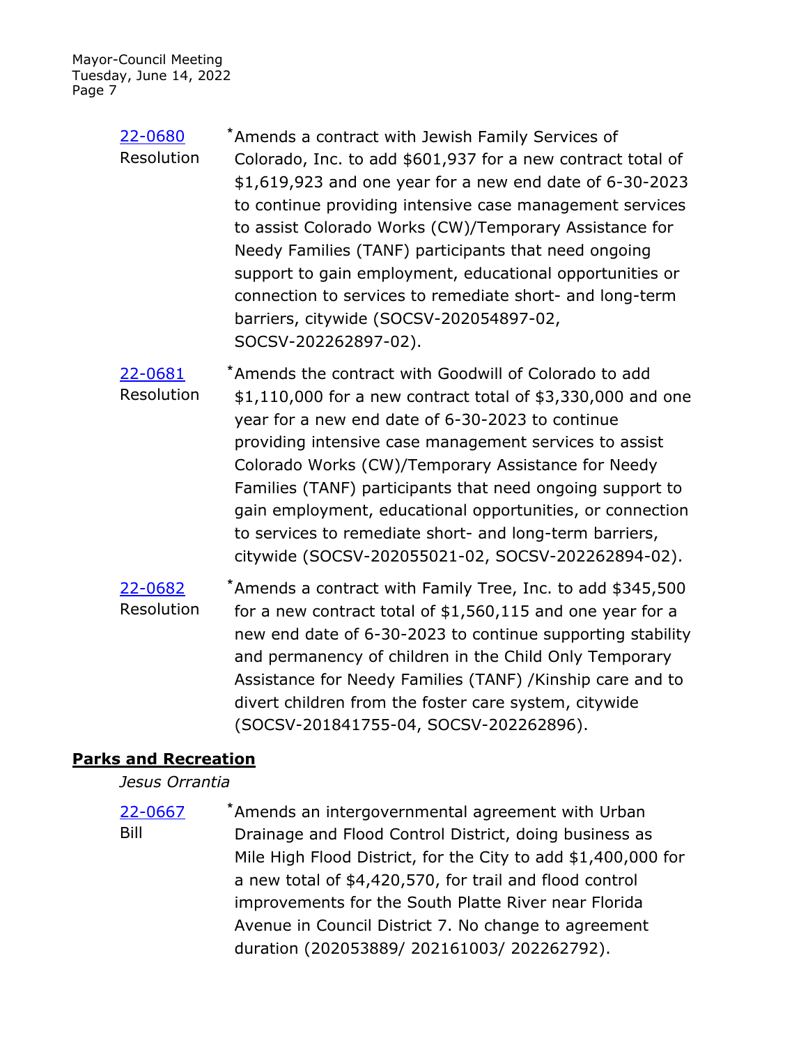22-0680 Resolution

*Amends a contract with Jewish Family Services of Colorado, Inc. to add $601,937 for a new contract total of $1,619,923 and one year for a new end date of 6-30-2023 to continue providing intensive case management services to assist Colorado Works (CW)/Temporary Assistance for Needy Families (TANF) participants that need ongoing support to gain employment, educational opportunities or connection to services to remediate short- and long-term barriers, citywide (SOCSV-202054897-02, SOCSV-202262897-02).

22-0681 Resolution

*Amends the contract with Goodwill of Colorado to add $1,110,000 for a new contract total of $3,330,000 and one year for a new end date of 6-30-2023 to continue providing intensive case management services to assist Colorado Works (CW)/Temporary Assistance for Needy Families (TANF) participants that need ongoing support to gain employment, educational opportunities, or connection to services to remediate short- and long-term barriers, citywide (SOCSV-202055021-02, SOCSV-202262894-02).

22-0682 Resolution

*Amends a contract with Family Tree, Inc. to add $345,500 for a new contract total of $1,560,115 and one year for a new end date of 6-30-2023 to continue supporting stability and permanency of children in the Child Only Temporary Assistance for Needy Families (TANF) /Kinship care and to divert children from the foster care system, citywide (SOCSV-201841755-04, SOCSV-202262896).

## Parks and Recreation

*Jesus Orrantia*

22-0667 Bill

*Amends an intergovernmental agreement with Urban Drainage and Flood Control District, doing business as Mile High Flood District, for the City to add $1,400,000 for a new total of $4,420,570, for trail and flood control improvements for the South Platte River near Florida Avenue in Council District 7. No change to agreement duration (202053889/ 202161003/ 202262792).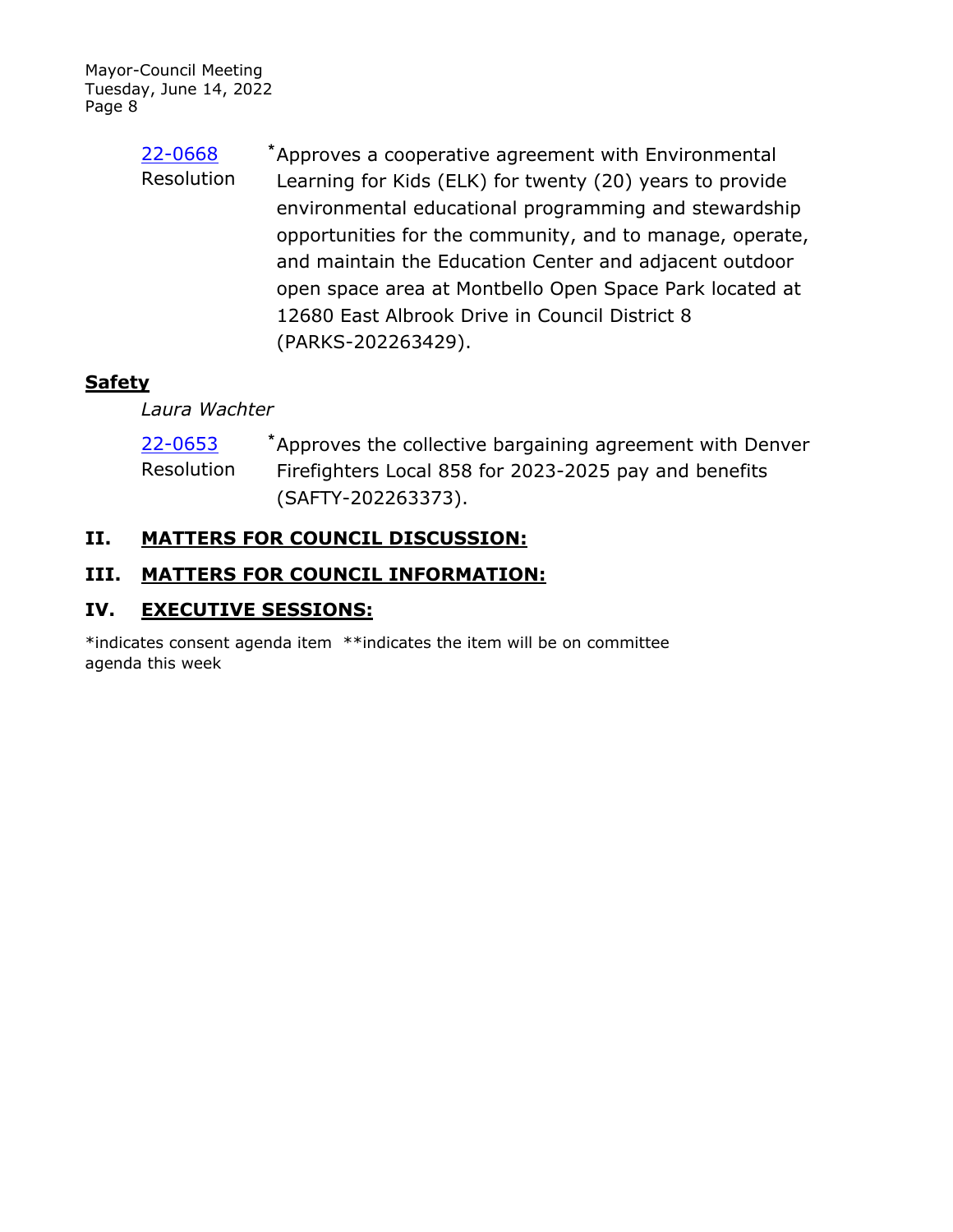22-0668 Resolution

*Approves a cooperative agreement with Environmental Learning for Kids (ELK) for twenty (20) years to provide environmental educational programming and stewardship opportunities for the community, and to manage, operate, and maintain the Education Center and adjacent outdoor open space area at Montbello Open Space Park located at 12680 East Albrook Drive in Council District 8 (PARKS-202263429).

## Safety

*Laura Wachter*

22-0653 Resolution

*Approves the collective bargaining agreement with Denver Firefighters Local 858 for 2023-2025 pay and benefits (SAFTY-202263373).

## II. MATTERS FOR COUNCIL DISCUSSION:

## III. MATTERS FOR COUNCIL INFORMATION:

## IV. EXECUTIVE SESSIONS:

*indicates consent agenda item **indicates the item will be on committee agenda this week